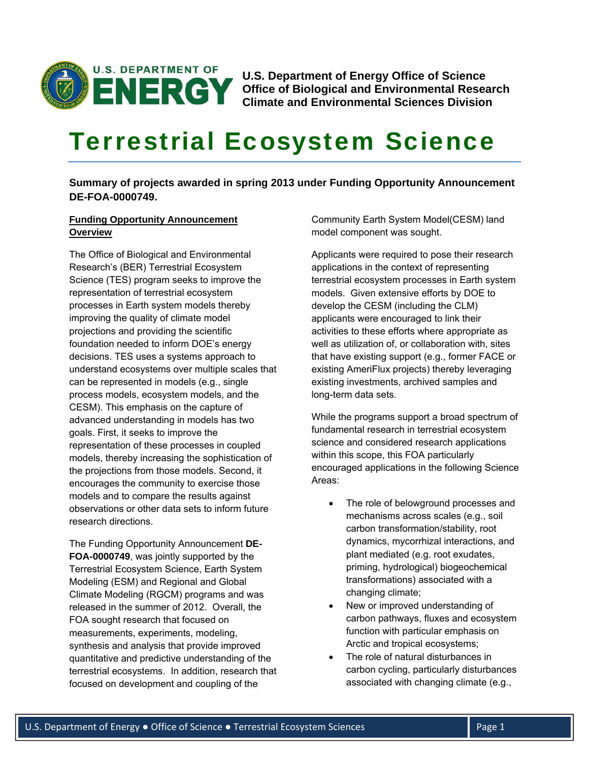**U.S. Department of Energy Office of Science**
**Office of Biological and Environmental Research**
**Climate and Environmental Sciences Division**

# Terrestrial Ecosystem Science

**Summary of projects awarded in spring 2013 under Funding Opportunity Announcement DE-FOA-0000749.**

**Funding Opportunity Announcement Overview**

The Office of Biological and Environmental Research's (BER) Terrestrial Ecosystem Science (TES) program seeks to improve the representation of terrestrial ecosystem processes in Earth system models thereby improving the quality of climate model projections and providing the scientific foundation needed to inform DOE's energy decisions. TES uses a systems approach to understand ecosystems over multiple scales that can be represented in models (e.g., single process models, ecosystem models, and the CESM). This emphasis on the capture of advanced understanding in models has two goals. First, it seeks to improve the representation of these processes in coupled models, thereby increasing the sophistication of the projections from those models. Second, it encourages the community to exercise those models and to compare the results against observations or other data sets to inform future research directions.

The Funding Opportunity Announcement **DE-FOA-0000749**, was jointly supported by the Terrestrial Ecosystem Science, Earth System Modeling (ESM) and Regional and Global Climate Modeling (RGCM) programs and was released in the summer of 2012. Overall, the FOA sought research that focused on measurements, experiments, modeling, synthesis and analysis that provide improved quantitative and predictive understanding of the terrestrial ecosystems. In addition, research that focused on development and coupling of the Community Earth System Model(CESM) land model component was sought.

Applicants were required to pose their research applications in the context of representing terrestrial ecosystem processes in Earth system models. Given extensive efforts by DOE to develop the CESM (including the CLM) applicants were encouraged to link their activities to these efforts where appropriate as well as utilization of, or collaboration with, sites that have existing support (e.g., former FACE or existing AmeriFlux projects) thereby leveraging existing investments, archived samples and long-term data sets.

While the programs support a broad spectrum of fundamental research in terrestrial ecosystem science and considered research applications within this scope, this FOA particularly encouraged applications in the following Science Areas:

- The role of belowground processes and mechanisms across scales (e.g., soil carbon transformation/stability, root dynamics, mycorrhizal interactions, and plant mediated (e.g. root exudates, priming, hydrological) biogeochemical transformations) associated with a changing climate;
- New or improved understanding of carbon pathways, fluxes and ecosystem function with particular emphasis on Arctic and tropical ecosystems;
- The role of natural disturbances in carbon cycling, particularly disturbances associated with changing climate (e.g.,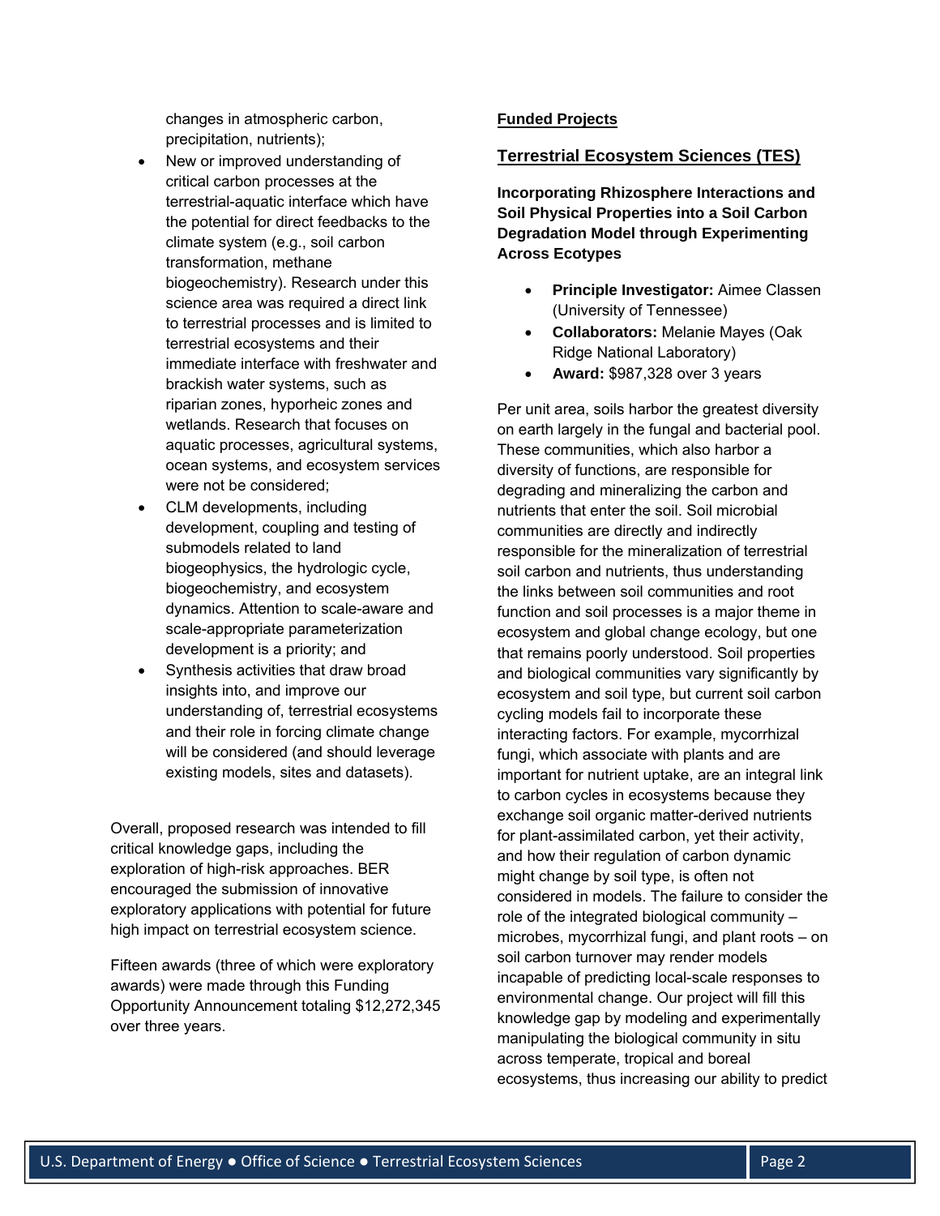changes in atmospheric carbon, precipitation, nutrients);

- New or improved understanding of critical carbon processes at the terrestrial-aquatic interface which have the potential for direct feedbacks to the climate system (e.g., soil carbon transformation, methane biogeochemistry). Research under this science area was required a direct link to terrestrial processes and is limited to terrestrial ecosystems and their immediate interface with freshwater and brackish water systems, such as riparian zones, hyporheic zones and wetlands. Research that focuses on aquatic processes, agricultural systems, ocean systems, and ecosystem services were not be considered;
- CLM developments, including development, coupling and testing of submodels related to land biogeophysics, the hydrologic cycle, biogeochemistry, and ecosystem dynamics. Attention to scale-aware and scale-appropriate parameterization development is a priority; and
- Synthesis activities that draw broad insights into, and improve our understanding of, terrestrial ecosystems and their role in forcing climate change will be considered (and should leverage existing models, sites and datasets).

Overall, proposed research was intended to fill critical knowledge gaps, including the exploration of high-risk approaches. BER encouraged the submission of innovative exploratory applications with potential for future high impact on terrestrial ecosystem science.

Fifteen awards (three of which were exploratory awards) were made through this Funding Opportunity Announcement totaling $12,272,345 over three years.

## Funded Projects

## Terrestrial Ecosystem Sciences (TES)

### Incorporating Rhizosphere Interactions and Soil Physical Properties into a Soil Carbon Degradation Model through Experimenting Across Ecotypes

- **Principle Investigator:** Aimee Classen (University of Tennessee)
- **Collaborators:** Melanie Mayes (Oak Ridge National Laboratory)
- **Award:** $987,328 over 3 years

Per unit area, soils harbor the greatest diversity on earth largely in the fungal and bacterial pool. These communities, which also harbor a diversity of functions, are responsible for degrading and mineralizing the carbon and nutrients that enter the soil. Soil microbial communities are directly and indirectly responsible for the mineralization of terrestrial soil carbon and nutrients, thus understanding the links between soil communities and root function and soil processes is a major theme in ecosystem and global change ecology, but one that remains poorly understood. Soil properties and biological communities vary significantly by ecosystem and soil type, but current soil carbon cycling models fail to incorporate these interacting factors. For example, mycorrhizal fungi, which associate with plants and are important for nutrient uptake, are an integral link to carbon cycles in ecosystems because they exchange soil organic matter-derived nutrients for plant-assimilated carbon, yet their activity, and how their regulation of carbon dynamic might change by soil type, is often not considered in models. The failure to consider the role of the integrated biological community – microbes, mycorrhizal fungi, and plant roots – on soil carbon turnover may render models incapable of predicting local-scale responses to environmental change. Our project will fill this knowledge gap by modeling and experimentally manipulating the biological community in situ across temperate, tropical and boreal ecosystems, thus increasing our ability to predict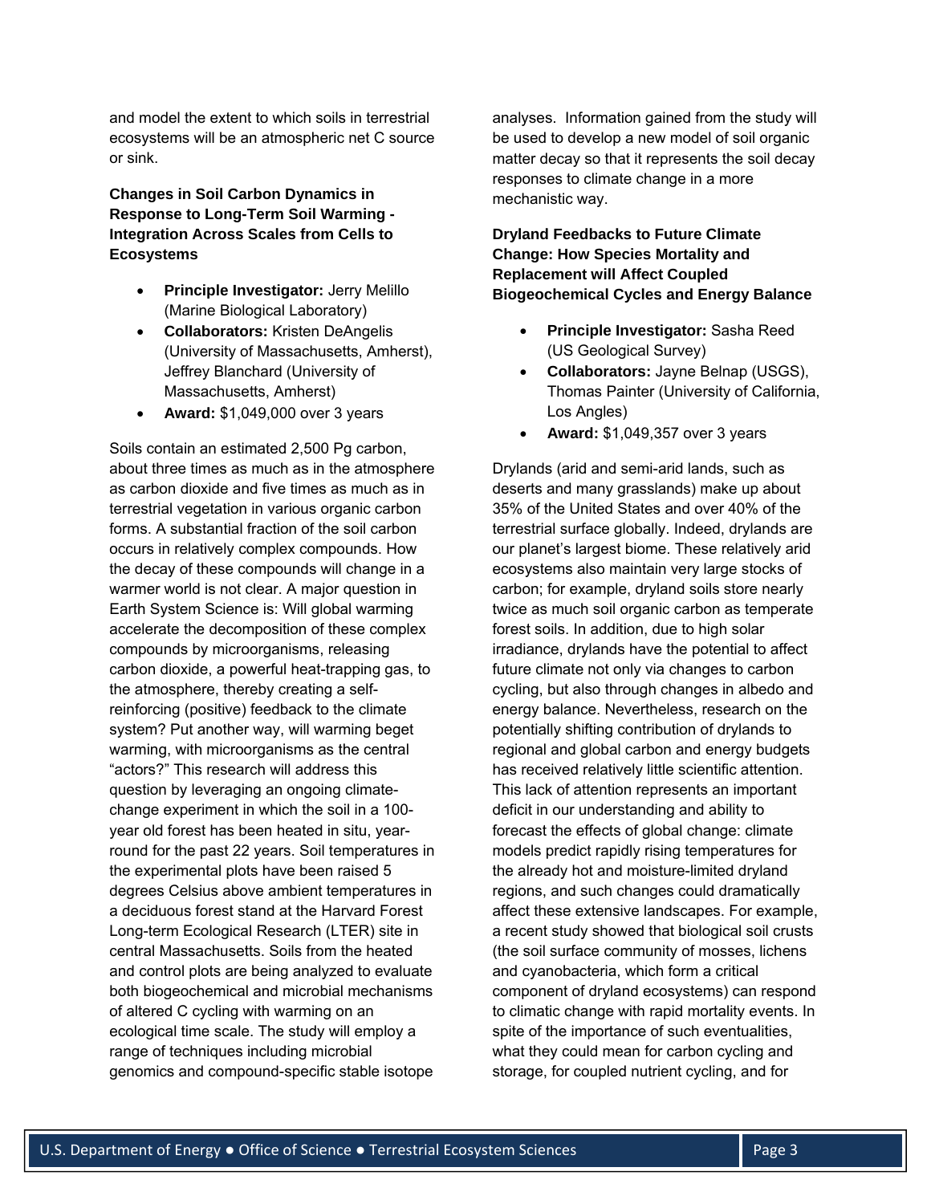and model the extent to which soils in terrestrial ecosystems will be an atmospheric net C source or sink.

**Changes in Soil Carbon Dynamics in Response to Long-Term Soil Warming - Integration Across Scales from Cells to Ecosystems**

- **Principle Investigator:** Jerry Melillo (Marine Biological Laboratory)
- **Collaborators:** Kristen DeAngelis (University of Massachusetts, Amherst), Jeffrey Blanchard (University of Massachusetts, Amherst)
- **Award:** $1,049,000 over 3 years

Soils contain an estimated 2,500 Pg carbon, about three times as much as in the atmosphere as carbon dioxide and five times as much as in terrestrial vegetation in various organic carbon forms. A substantial fraction of the soil carbon occurs in relatively complex compounds. How the decay of these compounds will change in a warmer world is not clear. A major question in Earth System Science is: Will global warming accelerate the decomposition of these complex compounds by microorganisms, releasing carbon dioxide, a powerful heat-trapping gas, to the atmosphere, thereby creating a self-reinforcing (positive) feedback to the climate system? Put another way, will warming beget warming, with microorganisms as the central "actors?" This research will address this question by leveraging an ongoing climate-change experiment in which the soil in a 100-year old forest has been heated in situ, year-round for the past 22 years. Soil temperatures in the experimental plots have been raised 5 degrees Celsius above ambient temperatures in a deciduous forest stand at the Harvard Forest Long-term Ecological Research (LTER) site in central Massachusetts. Soils from the heated and control plots are being analyzed to evaluate both biogeochemical and microbial mechanisms of altered C cycling with warming on an ecological time scale. The study will employ a range of techniques including microbial genomics and compound-specific stable isotope analyses. Information gained from the study will be used to develop a new model of soil organic matter decay so that it represents the soil decay responses to climate change in a more mechanistic way.

**Dryland Feedbacks to Future Climate Change: How Species Mortality and Replacement will Affect Coupled Biogeochemical Cycles and Energy Balance**

- **Principle Investigator:** Sasha Reed (US Geological Survey)
- **Collaborators:** Jayne Belnap (USGS), Thomas Painter (University of California, Los Angles)
- **Award:** $1,049,357 over 3 years

Drylands (arid and semi-arid lands, such as deserts and many grasslands) make up about 35% of the United States and over 40% of the terrestrial surface globally. Indeed, drylands are our planet's largest biome. These relatively arid ecosystems also maintain very large stocks of carbon; for example, dryland soils store nearly twice as much soil organic carbon as temperate forest soils. In addition, due to high solar irradiance, drylands have the potential to affect future climate not only via changes to carbon cycling, but also through changes in albedo and energy balance. Nevertheless, research on the potentially shifting contribution of drylands to regional and global carbon and energy budgets has received relatively little scientific attention. This lack of attention represents an important deficit in our understanding and ability to forecast the effects of global change: climate models predict rapidly rising temperatures for the already hot and moisture-limited dryland regions, and such changes could dramatically affect these extensive landscapes. For example, a recent study showed that biological soil crusts (the soil surface community of mosses, lichens and cyanobacteria, which form a critical component of dryland ecosystems) can respond to climatic change with rapid mortality events. In spite of the importance of such eventualities, what they could mean for carbon cycling and storage, for coupled nutrient cycling, and for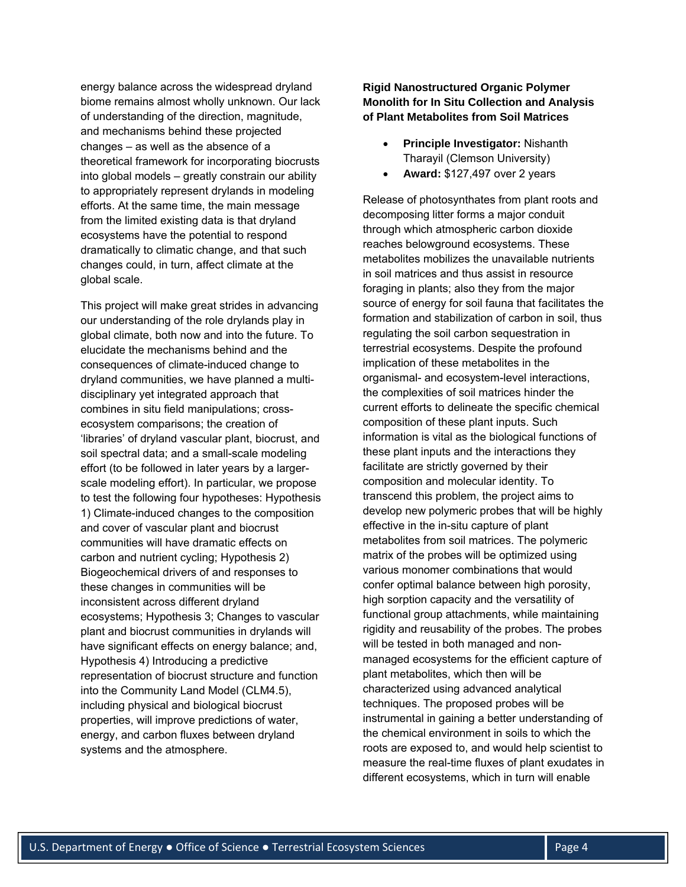energy balance across the widespread dryland biome remains almost wholly unknown. Our lack of understanding of the direction, magnitude, and mechanisms behind these projected changes – as well as the absence of a theoretical framework for incorporating biocrusts into global models – greatly constrain our ability to appropriately represent drylands in modeling efforts. At the same time, the main message from the limited existing data is that dryland ecosystems have the potential to respond dramatically to climatic change, and that such changes could, in turn, affect climate at the global scale.

This project will make great strides in advancing our understanding of the role drylands play in global climate, both now and into the future. To elucidate the mechanisms behind and the consequences of climate-induced change to dryland communities, we have planned a multi-disciplinary yet integrated approach that combines in situ field manipulations; cross-ecosystem comparisons; the creation of 'libraries' of dryland vascular plant, biocrust, and soil spectral data; and a small-scale modeling effort (to be followed in later years by a larger-scale modeling effort). In particular, we propose to test the following four hypotheses: Hypothesis 1) Climate-induced changes to the composition and cover of vascular plant and biocrust communities will have dramatic effects on carbon and nutrient cycling; Hypothesis 2) Biogeochemical drivers of and responses to these changes in communities will be inconsistent across different dryland ecosystems; Hypothesis 3; Changes to vascular plant and biocrust communities in drylands will have significant effects on energy balance; and, Hypothesis 4) Introducing a predictive representation of biocrust structure and function into the Community Land Model (CLM4.5), including physical and biological biocrust properties, will improve predictions of water, energy, and carbon fluxes between dryland systems and the atmosphere.

### Rigid Nanostructured Organic Polymer Monolith for In Situ Collection and Analysis of Plant Metabolites from Soil Matrices

- **Principle Investigator:** Nishanth Tharayil (Clemson University)
- **Award:** $127,497 over 2 years

Release of photosynthates from plant roots and decomposing litter forms a major conduit through which atmospheric carbon dioxide reaches belowground ecosystems. These metabolites mobilizes the unavailable nutrients in soil matrices and thus assist in resource foraging in plants; also they from the major source of energy for soil fauna that facilitates the formation and stabilization of carbon in soil, thus regulating the soil carbon sequestration in terrestrial ecosystems. Despite the profound implication of these metabolites in the organismal- and ecosystem-level interactions, the complexities of soil matrices hinder the current efforts to delineate the specific chemical composition of these plant inputs. Such information is vital as the biological functions of these plant inputs and the interactions they facilitate are strictly governed by their composition and molecular identity. To transcend this problem, the project aims to develop new polymeric probes that will be highly effective in the in-situ capture of plant metabolites from soil matrices. The polymeric matrix of the probes will be optimized using various monomer combinations that would confer optimal balance between high porosity, high sorption capacity and the versatility of functional group attachments, while maintaining rigidity and reusability of the probes. The probes will be tested in both managed and non-managed ecosystems for the efficient capture of plant metabolites, which then will be characterized using advanced analytical techniques. The proposed probes will be instrumental in gaining a better understanding of the chemical environment in soils to which the roots are exposed to, and would help scientist to measure the real-time fluxes of plant exudates in different ecosystems, which in turn will enable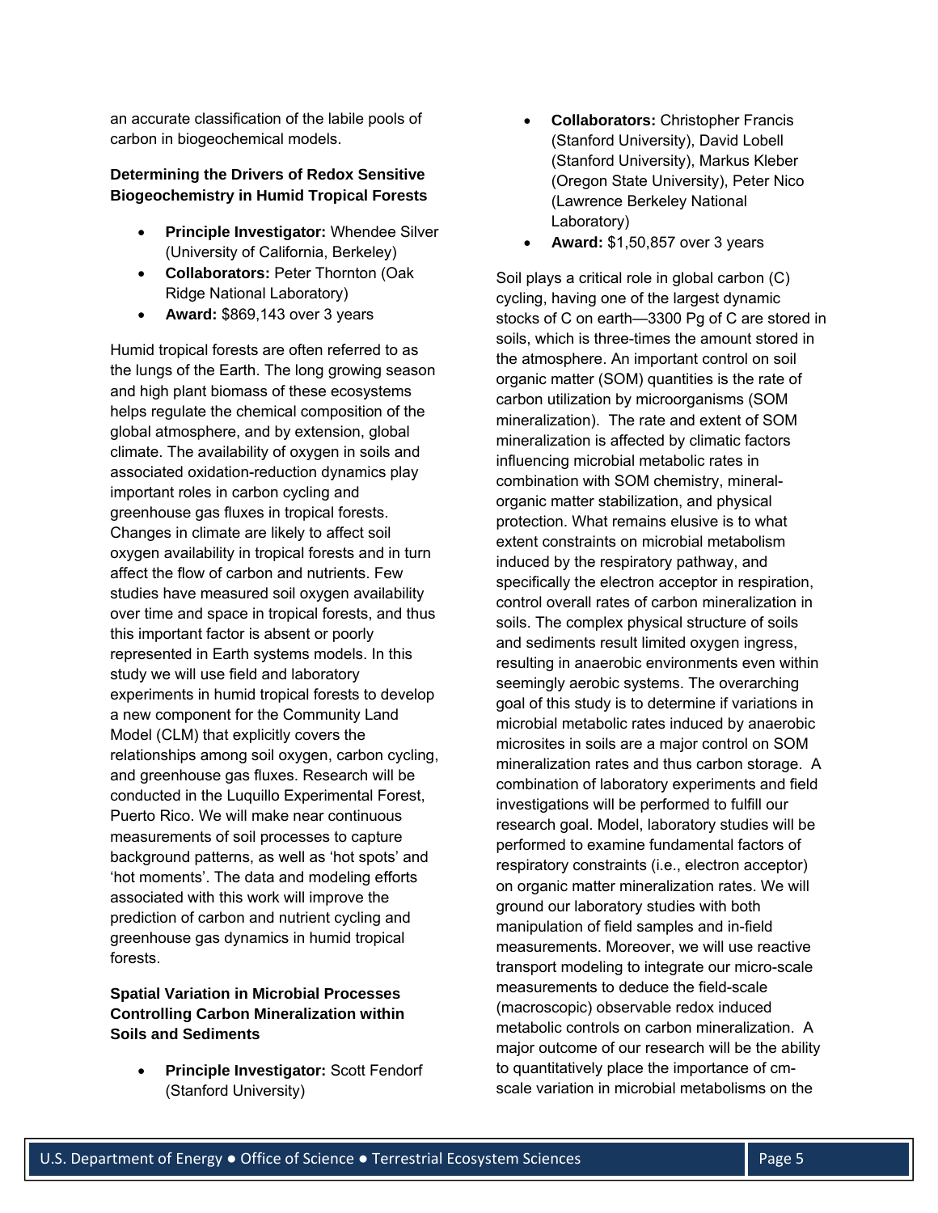an accurate classification of the labile pools of carbon in biogeochemical models.

**Determining the Drivers of Redox Sensitive Biogeochemistry in Humid Tropical Forests**

- **Principle Investigator:** Whendee Silver (University of California, Berkeley)
- **Collaborators:** Peter Thornton (Oak Ridge National Laboratory)
- **Award:** $869,143 over 3 years

Humid tropical forests are often referred to as the lungs of the Earth. The long growing season and high plant biomass of these ecosystems helps regulate the chemical composition of the global atmosphere, and by extension, global climate. The availability of oxygen in soils and associated oxidation-reduction dynamics play important roles in carbon cycling and greenhouse gas fluxes in tropical forests. Changes in climate are likely to affect soil oxygen availability in tropical forests and in turn affect the flow of carbon and nutrients. Few studies have measured soil oxygen availability over time and space in tropical forests, and thus this important factor is absent or poorly represented in Earth systems models. In this study we will use field and laboratory experiments in humid tropical forests to develop a new component for the Community Land Model (CLM) that explicitly covers the relationships among soil oxygen, carbon cycling, and greenhouse gas fluxes. Research will be conducted in the Luquillo Experimental Forest, Puerto Rico. We will make near continuous measurements of soil processes to capture background patterns, as well as 'hot spots' and 'hot moments'. The data and modeling efforts associated with this work will improve the prediction of carbon and nutrient cycling and greenhouse gas dynamics in humid tropical forests.

**Spatial Variation in Microbial Processes Controlling Carbon Mineralization within Soils and Sediments**

- **Principle Investigator:** Scott Fendorf (Stanford University)
- **Collaborators:** Christopher Francis (Stanford University), David Lobell (Stanford University), Markus Kleber (Oregon State University), Peter Nico (Lawrence Berkeley National Laboratory)
- **Award:** $1,50,857 over 3 years

Soil plays a critical role in global carbon (C) cycling, having one of the largest dynamic stocks of C on earth—3300 Pg of C are stored in soils, which is three-times the amount stored in the atmosphere. An important control on soil organic matter (SOM) quantities is the rate of carbon utilization by microorganisms (SOM mineralization). The rate and extent of SOM mineralization is affected by climatic factors influencing microbial metabolic rates in combination with SOM chemistry, mineral-organic matter stabilization, and physical protection. What remains elusive is to what extent constraints on microbial metabolism induced by the respiratory pathway, and specifically the electron acceptor in respiration, control overall rates of carbon mineralization in soils. The complex physical structure of soils and sediments result limited oxygen ingress, resulting in anaerobic environments even within seemingly aerobic systems. The overarching goal of this study is to determine if variations in microbial metabolic rates induced by anaerobic microsites in soils are a major control on SOM mineralization rates and thus carbon storage. A combination of laboratory experiments and field investigations will be performed to fulfill our research goal. Model, laboratory studies will be performed to examine fundamental factors of respiratory constraints (i.e., electron acceptor) on organic matter mineralization rates. We will ground our laboratory studies with both manipulation of field samples and in-field measurements. Moreover, we will use reactive transport modeling to integrate our micro-scale measurements to deduce the field-scale (macroscopic) observable redox induced metabolic controls on carbon mineralization. A major outcome of our research will be the ability to quantitatively place the importance of cm-scale variation in microbial metabolisms on the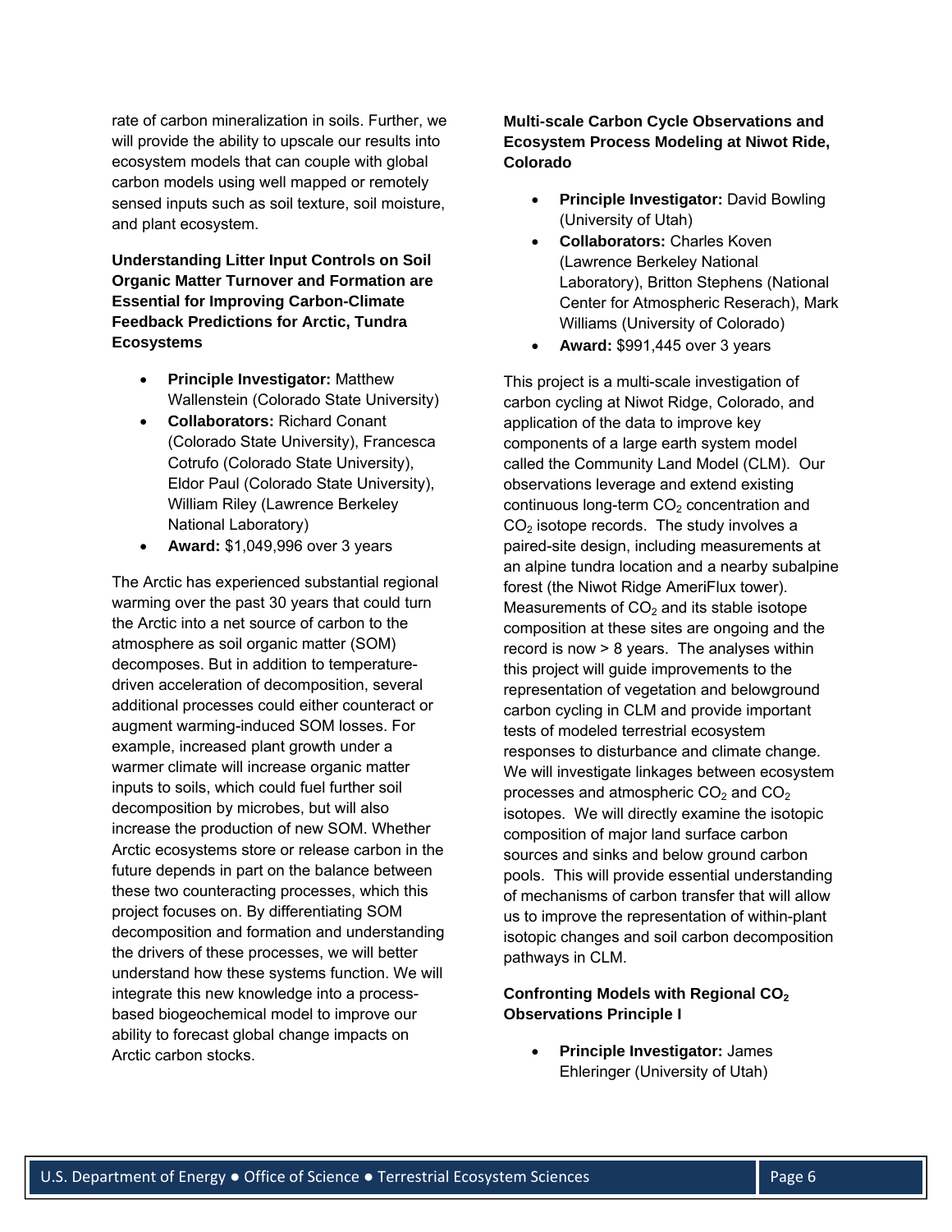rate of carbon mineralization in soils. Further, we will provide the ability to upscale our results into ecosystem models that can couple with global carbon models using well mapped or remotely sensed inputs such as soil texture, soil moisture, and plant ecosystem.

**Understanding Litter Input Controls on Soil Organic Matter Turnover and Formation are Essential for Improving Carbon-Climate Feedback Predictions for Arctic, Tundra Ecosystems**

- **Principle Investigator:** Matthew Wallenstein (Colorado State University)
- **Collaborators:** Richard Conant (Colorado State University), Francesca Cotrufo (Colorado State University), Eldor Paul (Colorado State University), William Riley (Lawrence Berkeley National Laboratory)
- **Award:** $1,049,996 over 3 years

The Arctic has experienced substantial regional warming over the past 30 years that could turn the Arctic into a net source of carbon to the atmosphere as soil organic matter (SOM) decomposes. But in addition to temperature-driven acceleration of decomposition, several additional processes could either counteract or augment warming-induced SOM losses. For example, increased plant growth under a warmer climate will increase organic matter inputs to soils, which could fuel further soil decomposition by microbes, but will also increase the production of new SOM. Whether Arctic ecosystems store or release carbon in the future depends in part on the balance between these two counteracting processes, which this project focuses on. By differentiating SOM decomposition and formation and understanding the drivers of these processes, we will better understand how these systems function. We will integrate this new knowledge into a process-based biogeochemical model to improve our ability to forecast global change impacts on Arctic carbon stocks.

**Multi-scale Carbon Cycle Observations and Ecosystem Process Modeling at Niwot Ride, Colorado**

- **Principle Investigator:** David Bowling (University of Utah)
- **Collaborators:** Charles Koven (Lawrence Berkeley National Laboratory), Britton Stephens (National Center for Atmospheric Reserach), Mark Williams (University of Colorado)
- **Award:** $991,445 over 3 years

This project is a multi-scale investigation of carbon cycling at Niwot Ridge, Colorado, and application of the data to improve key components of a large earth system model called the Community Land Model (CLM). Our observations leverage and extend existing continuous long-term $CO_2$ concentration and $CO_2$ isotope records. The study involves a paired-site design, including measurements at an alpine tundra location and a nearby subalpine forest (the Niwot Ridge AmeriFlux tower). Measurements of $CO_2$ and its stable isotope composition at these sites are ongoing and the record is now > 8 years. The analyses within this project will guide improvements to the representation of vegetation and belowground carbon cycling in CLM and provide important tests of modeled terrestrial ecosystem responses to disturbance and climate change. We will investigate linkages between ecosystem processes and atmospheric $CO_2$ and $CO_2$ isotopes. We will directly examine the isotopic composition of major land surface carbon sources and sinks and below ground carbon pools. This will provide essential understanding of mechanisms of carbon transfer that will allow us to improve the representation of within-plant isotopic changes and soil carbon decomposition pathways in CLM.

**Confronting Models with Regional $CO_2$ Observations Principle I**

- **Principle Investigator:** James Ehleringer (University of Utah)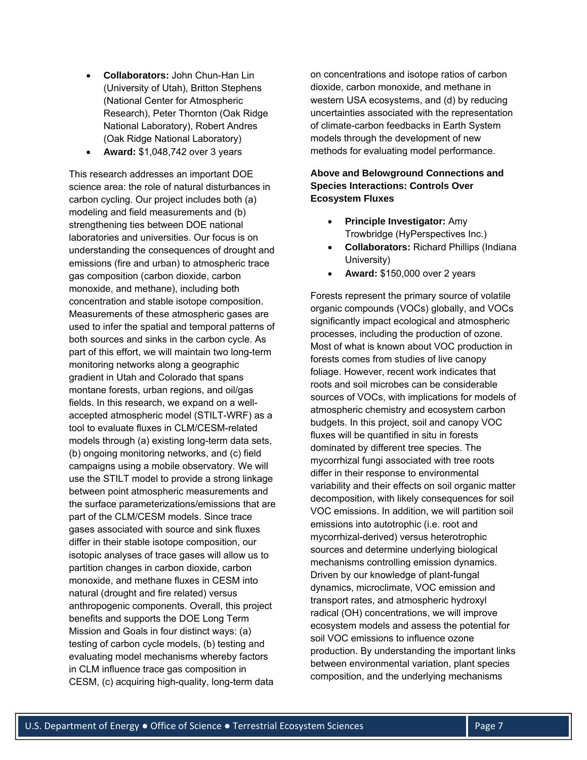- **Collaborators:** John Chun-Han Lin (University of Utah), Britton Stephens (National Center for Atmospheric Research), Peter Thornton (Oak Ridge National Laboratory), Robert Andres (Oak Ridge National Laboratory)
- **Award:** $1,048,742 over 3 years

This research addresses an important DOE science area: the role of natural disturbances in carbon cycling. Our project includes both (a) modeling and field measurements and (b) strengthening ties between DOE national laboratories and universities. Our focus is on understanding the consequences of drought and emissions (fire and urban) to atmospheric trace gas composition (carbon dioxide, carbon monoxide, and methane), including both concentration and stable isotope composition. Measurements of these atmospheric gases are used to infer the spatial and temporal patterns of both sources and sinks in the carbon cycle. As part of this effort, we will maintain two long-term monitoring networks along a geographic gradient in Utah and Colorado that spans montane forests, urban regions, and oil/gas fields. In this research, we expand on a well-accepted atmospheric model (STILT-WRF) as a tool to evaluate fluxes in CLM/CESM-related models through (a) existing long-term data sets, (b) ongoing monitoring networks, and (c) field campaigns using a mobile observatory. We will use the STILT model to provide a strong linkage between point atmospheric measurements and the surface parameterizations/emissions that are part of the CLM/CESM models. Since trace gases associated with source and sink fluxes differ in their stable isotope composition, our isotopic analyses of trace gases will allow us to partition changes in carbon dioxide, carbon monoxide, and methane fluxes in CESM into natural (drought and fire related) versus anthropogenic components. Overall, this project benefits and supports the DOE Long Term Mission and Goals in four distinct ways: (a) testing of carbon cycle models, (b) testing and evaluating model mechanisms whereby factors in CLM influence trace gas composition in CESM, (c) acquiring high-quality, long-term data on concentrations and isotope ratios of carbon dioxide, carbon monoxide, and methane in western USA ecosystems, and (d) by reducing uncertainties associated with the representation of climate-carbon feedbacks in Earth System models through the development of new methods for evaluating model performance.

### Above and Belowground Connections and Species Interactions: Controls Over Ecosystem Fluxes

- **Principle Investigator:** Amy Trowbridge (HyPerspectives Inc.)
- **Collaborators:** Richard Phillips (Indiana University)
- **Award:** $150,000 over 2 years

Forests represent the primary source of volatile organic compounds (VOCs) globally, and VOCs significantly impact ecological and atmospheric processes, including the production of ozone. Most of what is known about VOC production in forests comes from studies of live canopy foliage. However, recent work indicates that roots and soil microbes can be considerable sources of VOCs, with implications for models of atmospheric chemistry and ecosystem carbon budgets. In this project, soil and canopy VOC fluxes will be quantified in situ in forests dominated by different tree species. The mycorrhizal fungi associated with tree roots differ in their response to environmental variability and their effects on soil organic matter decomposition, with likely consequences for soil VOC emissions. In addition, we will partition soil emissions into autotrophic (i.e. root and mycorrhizal-derived) versus heterotrophic sources and determine underlying biological mechanisms controlling emission dynamics. Driven by our knowledge of plant-fungal dynamics, microclimate, VOC emission and transport rates, and atmospheric hydroxyl radical (OH) concentrations, we will improve ecosystem models and assess the potential for soil VOC emissions to influence ozone production. By understanding the important links between environmental variation, plant species composition, and the underlying mechanisms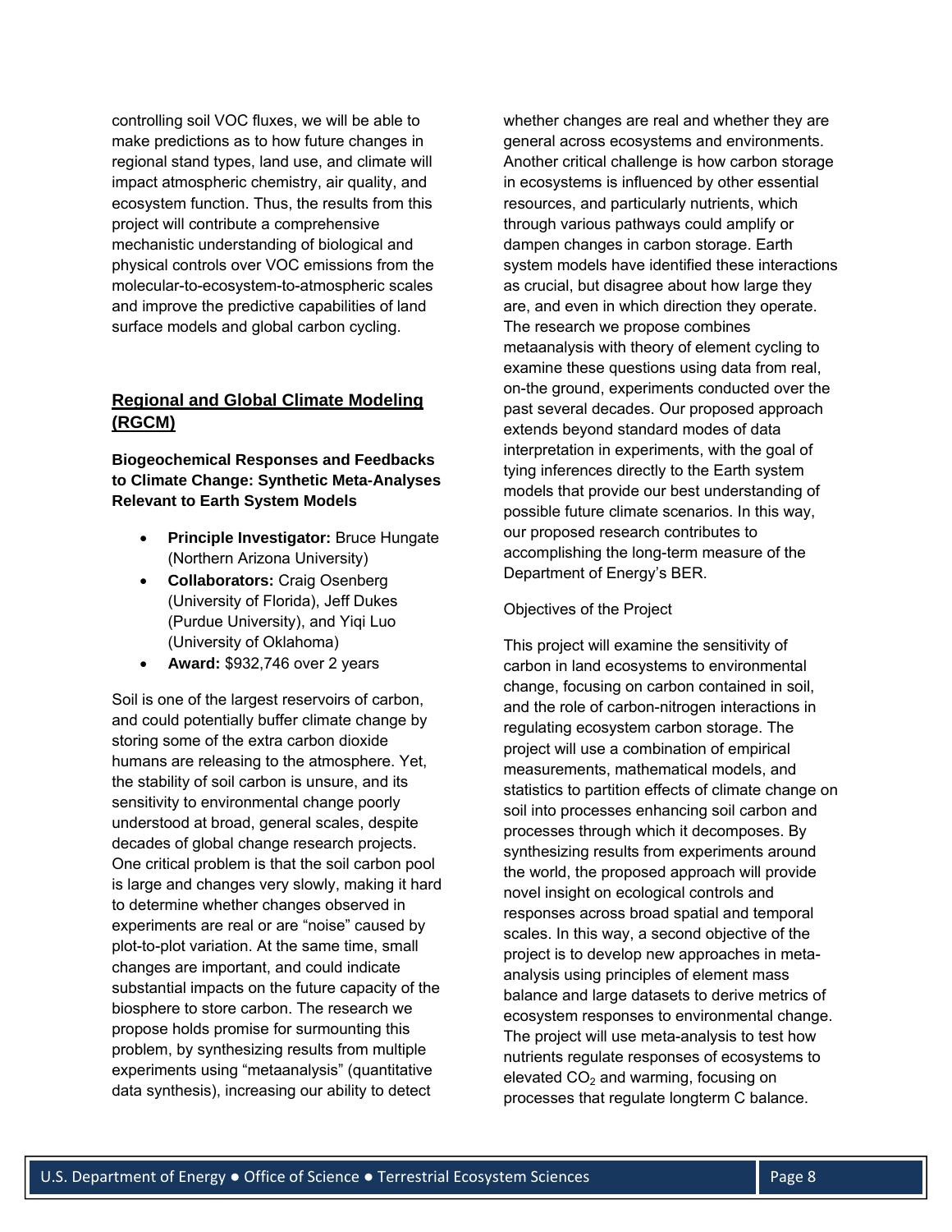controlling soil VOC fluxes, we will be able to make predictions as to how future changes in regional stand types, land use, and climate will impact atmospheric chemistry, air quality, and ecosystem function. Thus, the results from this project will contribute a comprehensive mechanistic understanding of biological and physical controls over VOC emissions from the molecular-to-ecosystem-to-atmospheric scales and improve the predictive capabilities of land surface models and global carbon cycling.

## Regional and Global Climate Modeling (RGCM)

### Biogeochemical Responses and Feedbacks to Climate Change: Synthetic Meta-Analyses Relevant to Earth System Models

- **Principle Investigator:** Bruce Hungate (Northern Arizona University)
- **Collaborators:** Craig Osenberg (University of Florida), Jeff Dukes (Purdue University), and Yiqi Luo (University of Oklahoma)
- **Award:** $932,746 over 2 years

Soil is one of the largest reservoirs of carbon, and could potentially buffer climate change by storing some of the extra carbon dioxide humans are releasing to the atmosphere. Yet, the stability of soil carbon is unsure, and its sensitivity to environmental change poorly understood at broad, general scales, despite decades of global change research projects. One critical problem is that the soil carbon pool is large and changes very slowly, making it hard to determine whether changes observed in experiments are real or are "noise" caused by plot-to-plot variation. At the same time, small changes are important, and could indicate substantial impacts on the future capacity of the biosphere to store carbon. The research we propose holds promise for surmounting this problem, by synthesizing results from multiple experiments using "metaanalysis" (quantitative data synthesis), increasing our ability to detect whether changes are real and whether they are general across ecosystems and environments. Another critical challenge is how carbon storage in ecosystems is influenced by other essential resources, and particularly nutrients, which through various pathways could amplify or dampen changes in carbon storage. Earth system models have identified these interactions as crucial, but disagree about how large they are, and even in which direction they operate. The research we propose combines metaanalysis with theory of element cycling to examine these questions using data from real, on-the ground, experiments conducted over the past several decades. Our proposed approach extends beyond standard modes of data interpretation in experiments, with the goal of tying inferences directly to the Earth system models that provide our best understanding of possible future climate scenarios. In this way, our proposed research contributes to accomplishing the long-term measure of the Department of Energy's BER.

Objectives of the Project

This project will examine the sensitivity of carbon in land ecosystems to environmental change, focusing on carbon contained in soil, and the role of carbon-nitrogen interactions in regulating ecosystem carbon storage. The project will use a combination of empirical measurements, mathematical models, and statistics to partition effects of climate change on soil into processes enhancing soil carbon and processes through which it decomposes. By synthesizing results from experiments around the world, the proposed approach will provide novel insight on ecological controls and responses across broad spatial and temporal scales. In this way, a second objective of the project is to develop new approaches in meta-analysis using principles of element mass balance and large datasets to derive metrics of ecosystem responses to environmental change. The project will use meta-analysis to test how nutrients regulate responses of ecosystems to elevated $CO_2$ and warming, focusing on processes that regulate longterm C balance.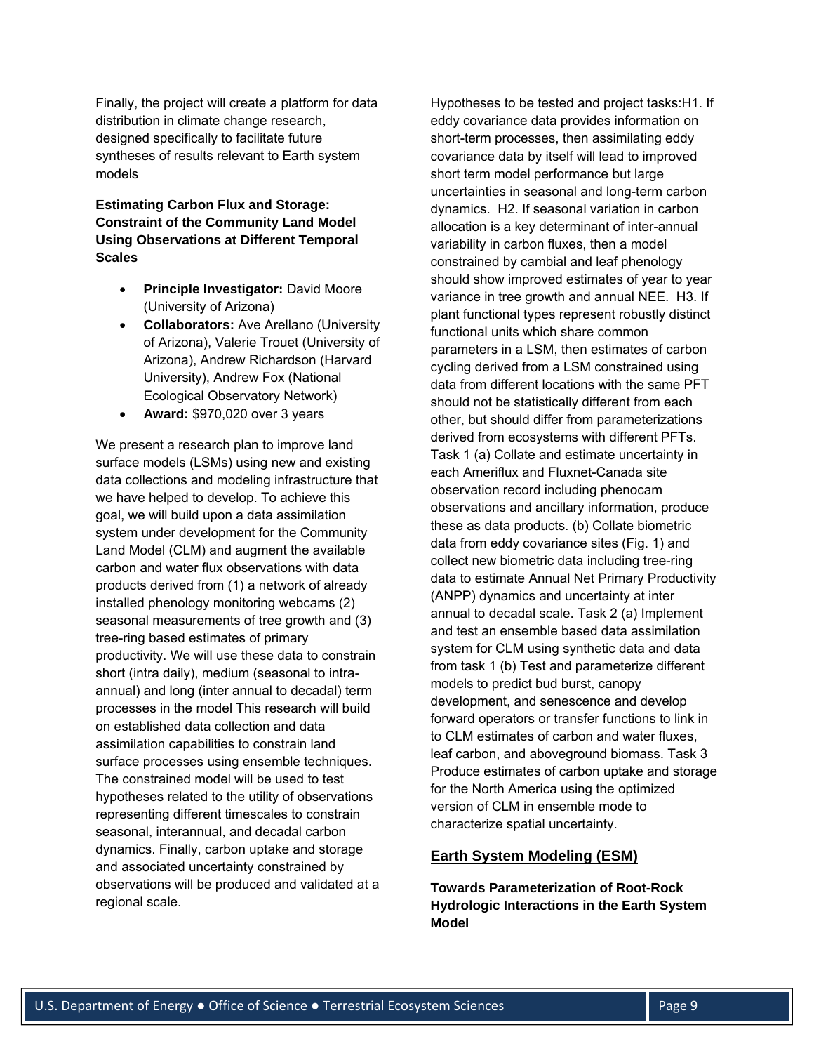Finally, the project will create a platform for data distribution in climate change research, designed specifically to facilitate future syntheses of results relevant to Earth system models

**Estimating Carbon Flux and Storage: Constraint of the Community Land Model Using Observations at Different Temporal Scales**

- **Principle Investigator:** David Moore (University of Arizona)
- **Collaborators:** Ave Arellano (University of Arizona), Valerie Trouet (University of Arizona), Andrew Richardson (Harvard University), Andrew Fox (National Ecological Observatory Network)
- **Award:** $970,020 over 3 years

We present a research plan to improve land surface models (LSMs) using new and existing data collections and modeling infrastructure that we have helped to develop. To achieve this goal, we will build upon a data assimilation system under development for the Community Land Model (CLM) and augment the available carbon and water flux observations with data products derived from (1) a network of already installed phenology monitoring webcams (2) seasonal measurements of tree growth and (3) tree-ring based estimates of primary productivity. We will use these data to constrain short (intra daily), medium (seasonal to intra-annual) and long (inter annual to decadal) term processes in the model This research will build on established data collection and data assimilation capabilities to constrain land surface processes using ensemble techniques. The constrained model will be used to test hypotheses related to the utility of observations representing different timescales to constrain seasonal, interannual, and decadal carbon dynamics. Finally, carbon uptake and storage and associated uncertainty constrained by observations will be produced and validated at a regional scale.

Hypotheses to be tested and project tasks:H1. If eddy covariance data provides information on short-term processes, then assimilating eddy covariance data by itself will lead to improved short term model performance but large uncertainties in seasonal and long-term carbon dynamics. H2. If seasonal variation in carbon allocation is a key determinant of inter-annual variability in carbon fluxes, then a model constrained by cambial and leaf phenology should show improved estimates of year to year variance in tree growth and annual NEE. H3. If plant functional types represent robustly distinct functional units which share common parameters in a LSM, then estimates of carbon cycling derived from a LSM constrained using data from different locations with the same PFT should not be statistically different from each other, but should differ from parameterizations derived from ecosystems with different PFTs. Task 1 (a) Collate and estimate uncertainty in each Ameriflux and Fluxnet-Canada site observation record including phenocam observations and ancillary information, produce these as data products. (b) Collate biometric data from eddy covariance sites (Fig. 1) and collect new biometric data including tree-ring data to estimate Annual Net Primary Productivity (ANPP) dynamics and uncertainty at inter annual to decadal scale. Task 2 (a) Implement and test an ensemble based data assimilation system for CLM using synthetic data and data from task 1 (b) Test and parameterize different models to predict bud burst, canopy development, and senescence and develop forward operators or transfer functions to link in to CLM estimates of carbon and water fluxes, leaf carbon, and aboveground biomass. Task 3 Produce estimates of carbon uptake and storage for the North America using the optimized version of CLM in ensemble mode to characterize spatial uncertainty.

## Earth System Modeling (ESM)

**Towards Parameterization of Root-Rock Hydrologic Interactions in the Earth System Model**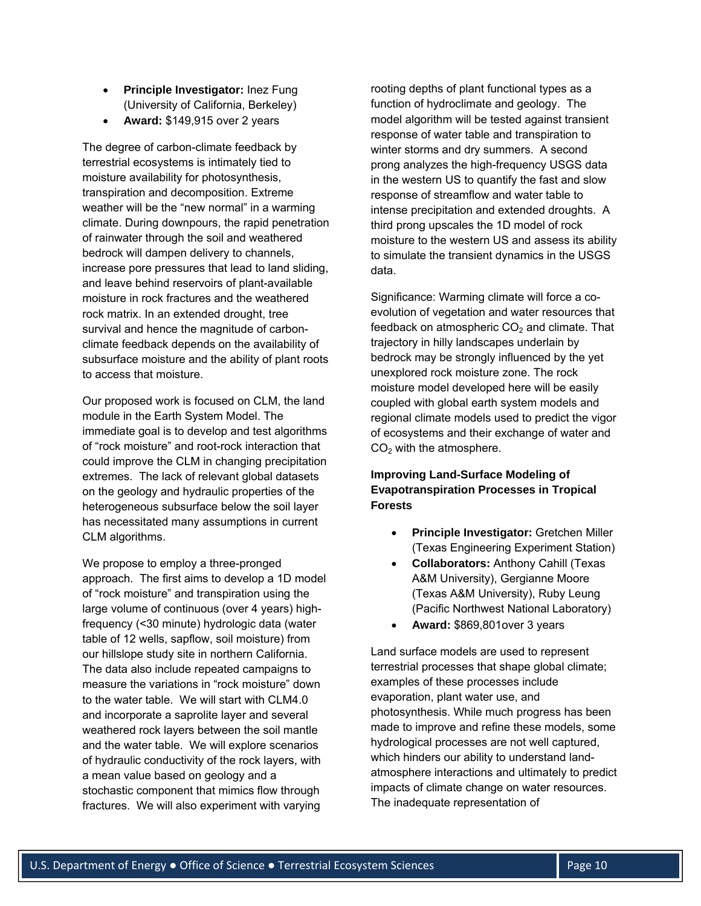- **Principle Investigator:** Inez Fung (University of California, Berkeley)
- **Award:** $149,915 over 2 years

The degree of carbon-climate feedback by terrestrial ecosystems is intimately tied to moisture availability for photosynthesis, transpiration and decomposition. Extreme weather will be the "new normal" in a warming climate. During downpours, the rapid penetration of rainwater through the soil and weathered bedrock will dampen delivery to channels, increase pore pressures that lead to land sliding, and leave behind reservoirs of plant-available moisture in rock fractures and the weathered rock matrix. In an extended drought, tree survival and hence the magnitude of carbon-climate feedback depends on the availability of subsurface moisture and the ability of plant roots to access that moisture.

Our proposed work is focused on CLM, the land module in the Earth System Model. The immediate goal is to develop and test algorithms of "rock moisture" and root-rock interaction that could improve the CLM in changing precipitation extremes. The lack of relevant global datasets on the geology and hydraulic properties of the heterogeneous subsurface below the soil layer has necessitated many assumptions in current CLM algorithms.

We propose to employ a three-pronged approach. The first aims to develop a 1D model of "rock moisture" and transpiration using the large volume of continuous (over 4 years) high-frequency (<30 minute) hydrologic data (water table of 12 wells, sapflow, soil moisture) from our hillslope study site in northern California. The data also include repeated campaigns to measure the variations in "rock moisture" down to the water table. We will start with CLM4.0 and incorporate a saprolite layer and several weathered rock layers between the soil mantle and the water table. We will explore scenarios of hydraulic conductivity of the rock layers, with a mean value based on geology and a stochastic component that mimics flow through fractures. We will also experiment with varying rooting depths of plant functional types as a function of hydroclimate and geology. The model algorithm will be tested against transient response of water table and transpiration to winter storms and dry summers. A second prong analyzes the high-frequency USGS data in the western US to quantify the fast and slow response of streamflow and water table to intense precipitation and extended droughts. A third prong upscales the 1D model of rock moisture to the western US and assess its ability to simulate the transient dynamics in the USGS data.

Significance: Warming climate will force a co-evolution of vegetation and water resources that feedback on atmospheric $CO_2$ and climate. That trajectory in hilly landscapes underlain by bedrock may be strongly influenced by the yet unexplored rock moisture zone. The rock moisture model developed here will be easily coupled with global earth system models and regional climate models used to predict the vigor of ecosystems and their exchange of water and $CO_2$ with the atmosphere.

### Improving Land-Surface Modeling of Evapotranspiration Processes in Tropical Forests

- **Principle Investigator:** Gretchen Miller (Texas Engineering Experiment Station)
- **Collaborators:** Anthony Cahill (Texas A&M University), Gergianne Moore (Texas A&M University), Ruby Leung (Pacific Northwest National Laboratory)
- **Award:** $869,801over 3 years

Land surface models are used to represent terrestrial processes that shape global climate; examples of these processes include evaporation, plant water use, and photosynthesis. While much progress has been made to improve and refine these models, some hydrological processes are not well captured, which hinders our ability to understand land-atmosphere interactions and ultimately to predict impacts of climate change on water resources. The inadequate representation of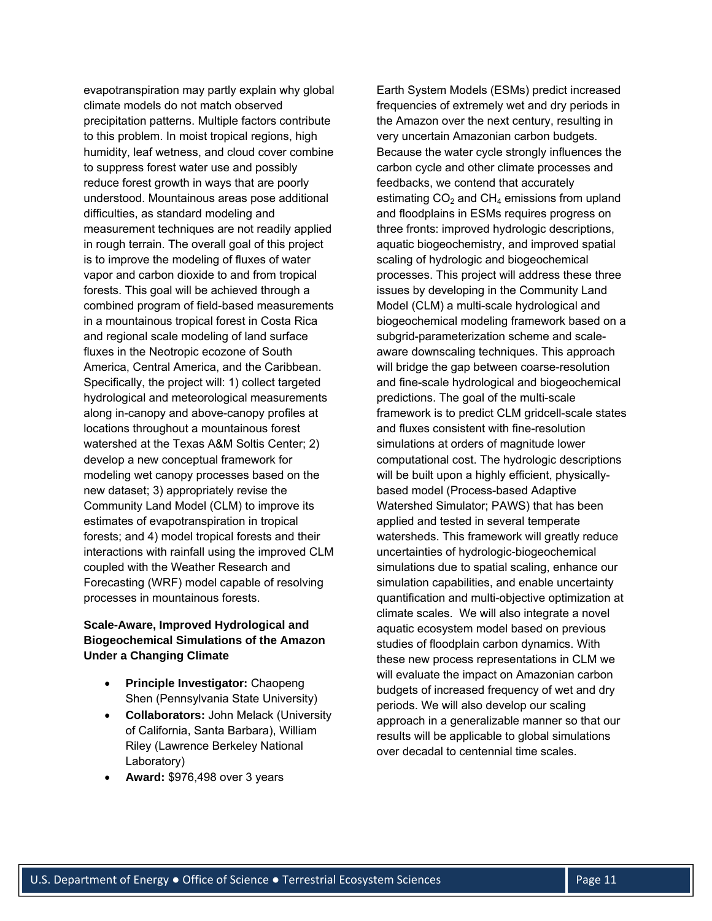evapotranspiration may partly explain why global climate models do not match observed precipitation patterns. Multiple factors contribute to this problem. In moist tropical regions, high humidity, leaf wetness, and cloud cover combine to suppress forest water use and possibly reduce forest growth in ways that are poorly understood. Mountainous areas pose additional difficulties, as standard modeling and measurement techniques are not readily applied in rough terrain. The overall goal of this project is to improve the modeling of fluxes of water vapor and carbon dioxide to and from tropical forests. This goal will be achieved through a combined program of field-based measurements in a mountainous tropical forest in Costa Rica and regional scale modeling of land surface fluxes in the Neotropic ecozone of South America, Central America, and the Caribbean. Specifically, the project will: 1) collect targeted hydrological and meteorological measurements along in-canopy and above-canopy profiles at locations throughout a mountainous forest watershed at the Texas A&M Soltis Center; 2) develop a new conceptual framework for modeling wet canopy processes based on the new dataset; 3) appropriately revise the Community Land Model (CLM) to improve its estimates of evapotranspiration in tropical forests; and 4) model tropical forests and their interactions with rainfall using the improved CLM coupled with the Weather Research and Forecasting (WRF) model capable of resolving processes in mountainous forests.

**Scale-Aware, Improved Hydrological and Biogeochemical Simulations of the Amazon Under a Changing Climate**

- **Principle Investigator:** Chaopeng Shen (Pennsylvania State University)
- **Collaborators:** John Melack (University of California, Santa Barbara), William Riley (Lawrence Berkeley National Laboratory)
- **Award:** $976,498 over 3 years

Earth System Models (ESMs) predict increased frequencies of extremely wet and dry periods in the Amazon over the next century, resulting in very uncertain Amazonian carbon budgets. Because the water cycle strongly influences the carbon cycle and other climate processes and feedbacks, we contend that accurately estimating $CO_2$ and $CH_4$ emissions from upland and floodplains in ESMs requires progress on three fronts: improved hydrologic descriptions, aquatic biogeochemistry, and improved spatial scaling of hydrologic and biogeochemical processes. This project will address these three issues by developing in the Community Land Model (CLM) a multi-scale hydrological and biogeochemical modeling framework based on a subgrid-parameterization scheme and scale-aware downscaling techniques. This approach will bridge the gap between coarse-resolution and fine-scale hydrological and biogeochemical predictions. The goal of the multi-scale framework is to predict CLM gridcell-scale states and fluxes consistent with fine-resolution simulations at orders of magnitude lower computational cost. The hydrologic descriptions will be built upon a highly efficient, physically-based model (Process-based Adaptive Watershed Simulator; PAWS) that has been applied and tested in several temperate watersheds. This framework will greatly reduce uncertainties of hydrologic-biogeochemical simulations due to spatial scaling, enhance our simulation capabilities, and enable uncertainty quantification and multi-objective optimization at climate scales. We will also integrate a novel aquatic ecosystem model based on previous studies of floodplain carbon dynamics. With these new process representations in CLM we will evaluate the impact on Amazonian carbon budgets of increased frequency of wet and dry periods. We will also develop our scaling approach in a generalizable manner so that our results will be applicable to global simulations over decadal to centennial time scales.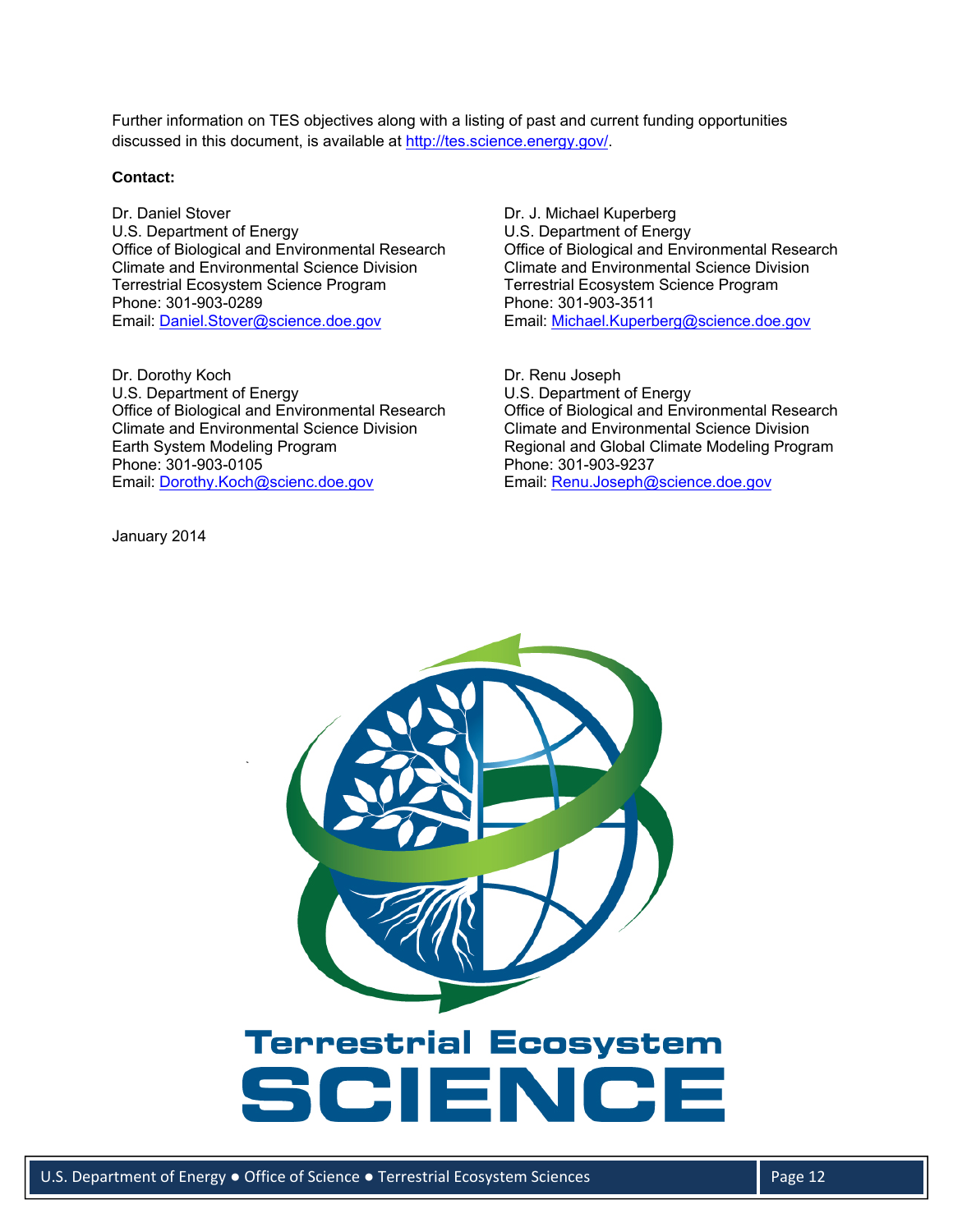Further information on TES objectives along with a listing of past and current funding opportunities discussed in this document, is available at http://tes.science.energy.gov/.

**Contact:**

Dr. Daniel Stover
U.S. Department of Energy
Office of Biological and Environmental Research
Climate and Environmental Science Division
Terrestrial Ecosystem Science Program
Phone: 301-903-0289
Email: Daniel.Stover@science.doe.gov

Dr. J. Michael Kuperberg
U.S. Department of Energy
Office of Biological and Environmental Research
Climate and Environmental Science Division
Terrestrial Ecosystem Science Program
Phone: 301-903-3511
Email: Michael.Kuperberg@science.doe.gov

Dr. Dorothy Koch
U.S. Department of Energy
Office of Biological and Environmental Research
Climate and Environmental Science Division
Earth System Modeling Program
Phone: 301-903-0105
Email: Dorothy.Koch@scienc.doe.gov

Dr. Renu Joseph
U.S. Department of Energy
Office of Biological and Environmental Research
Climate and Environmental Science Division
Regional and Global Climate Modeling Program
Phone: 301-903-9237
Email: Renu.Joseph@science.doe.gov

January 2014

Terrestrial Ecosystem
SCIENCE